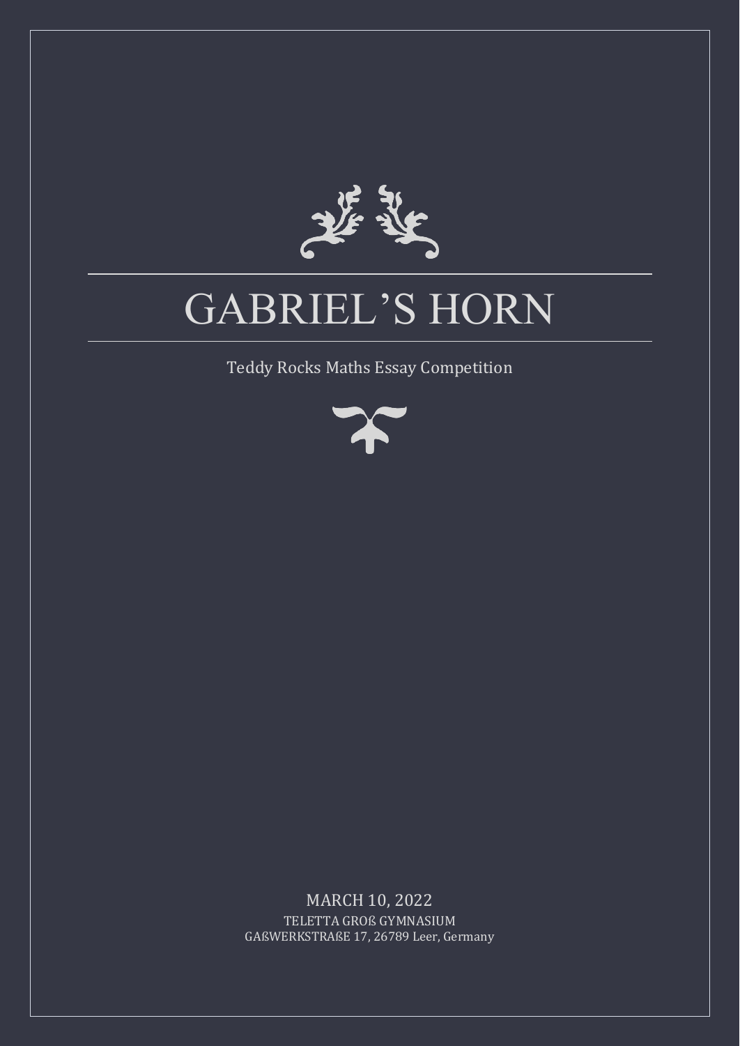# GABRIEL'S HORN

Teddy Rocks Maths Essay Competition

MARCH 10, 2022

TELETTA GROß GYMNASIUM

GAßWERKSTRAßE 17, 26789 Leer, Germany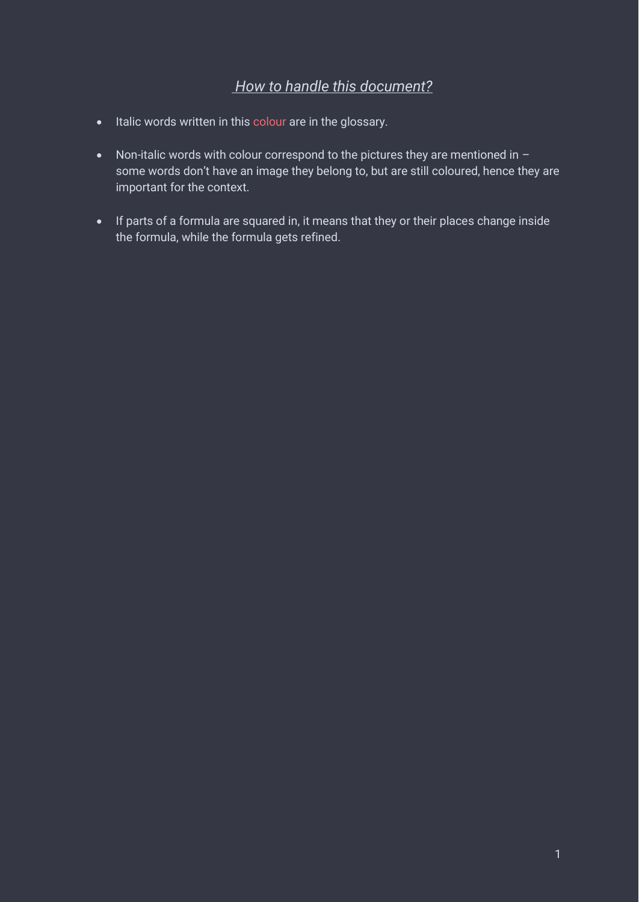## *How to handle this document?*

- Italic words written in this colour are in the glossary.
- Non-italic words with colour correspond to the pictures they are mentioned in – some words don't have an image they belong to, but are still coloured, hence they are important for the context.
- If parts of a formula are squared in, it means that they or their places change inside the formula, while the formula gets refined.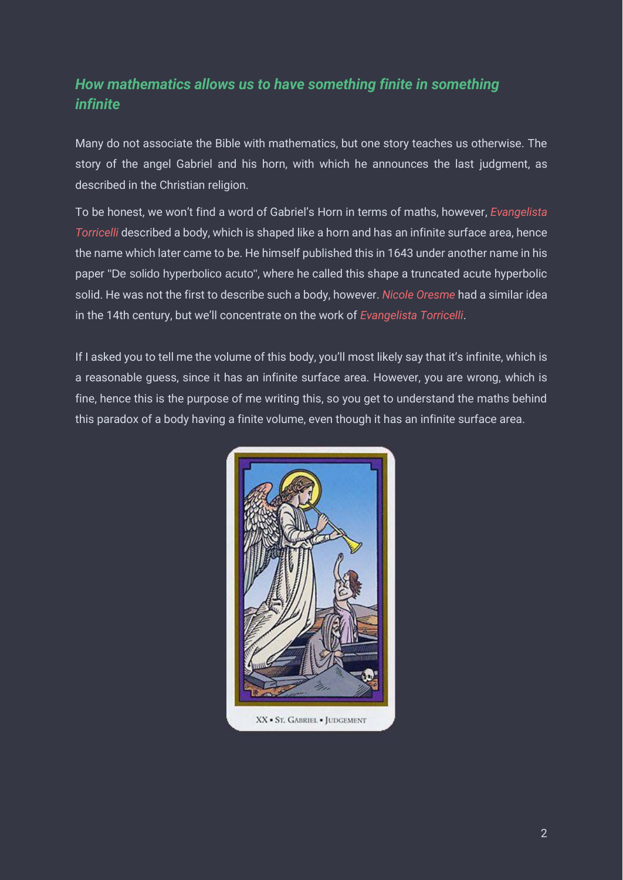### *How mathematics allows us to have something finite in something infinite*

Many do not associate the Bible with mathematics, but one story teaches us otherwise. The story of the angel Gabriel and his horn, with which he announces the last judgment, as described in the Christian religion.

To be honest, we won't find a word of Gabriel's Horn in terms of maths, however, *Evangelista Torricelli* described a body, which is shaped like a horn and has an infinite surface area, hence the name which later came to be. He himself published this in 1643 under another name in his paper "De solido hyperbolico acuto", where he called this shape a truncated acute hyperbolic solid. He was not the first to describe such a body, however. *Nicole Oresme* had a similar idea in the 14th century, but we'll concentrate on the work of *Evangelista Torricelli*.

If I asked you to tell me the volume of this body, you'll most likely say that it's infinite, which is a reasonable guess, since it has an infinite surface area. However, you are wrong, which is fine, hence this is the purpose of me writing this, so you get to understand the maths behind this paradox of a body having a finite volume, even though it has an infinite surface area.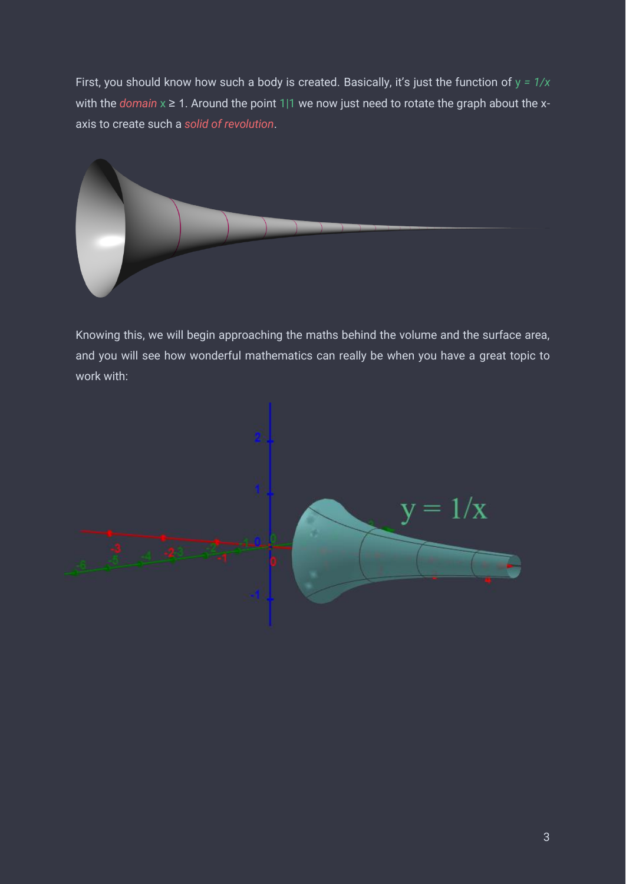First, you should know how such a body is created. Basically, it's just the function of $y = 1/x$ with the *domain* $x \geq 1$. Around the point 1|1 we now just need to rotate the graph about the x-axis to create such a *solid of revolution*.

Knowing this, we will begin approaching the maths behind the volume and the surface area, and you will see how wonderful mathematics can really be when you have a great topic to work with: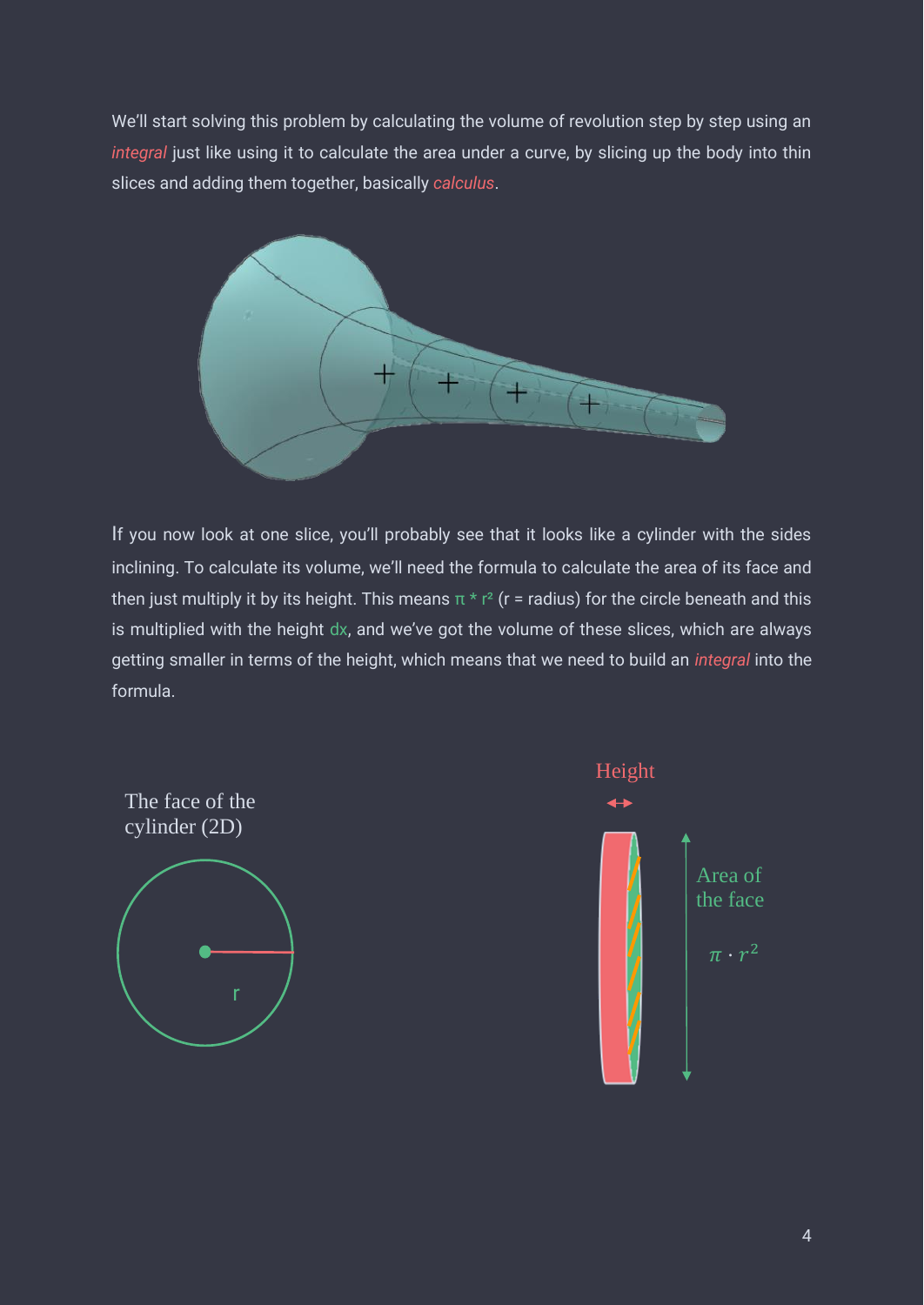We'll start solving this problem by calculating the volume of revolution step by step using an *integral* just like using it to calculate the area under a curve, by slicing up the body into thin slices and adding them together, basically *calculus*.

If you now look at one slice, you'll probably see that it looks like a cylinder with the sides inclining. To calculate its volume, we'll need the formula to calculate the area of its face and then just multiply it by its height. This means $\pi * r^2$ (r = radius) for the circle beneath and this is multiplied with the height $dx$, and we've got the volume of these slices, which are always getting smaller in terms of the height, which means that we need to build an *integral* into the formula.

The face of the cylinder (2D)

r

Height

Area of the face

$\pi \cdot r^2$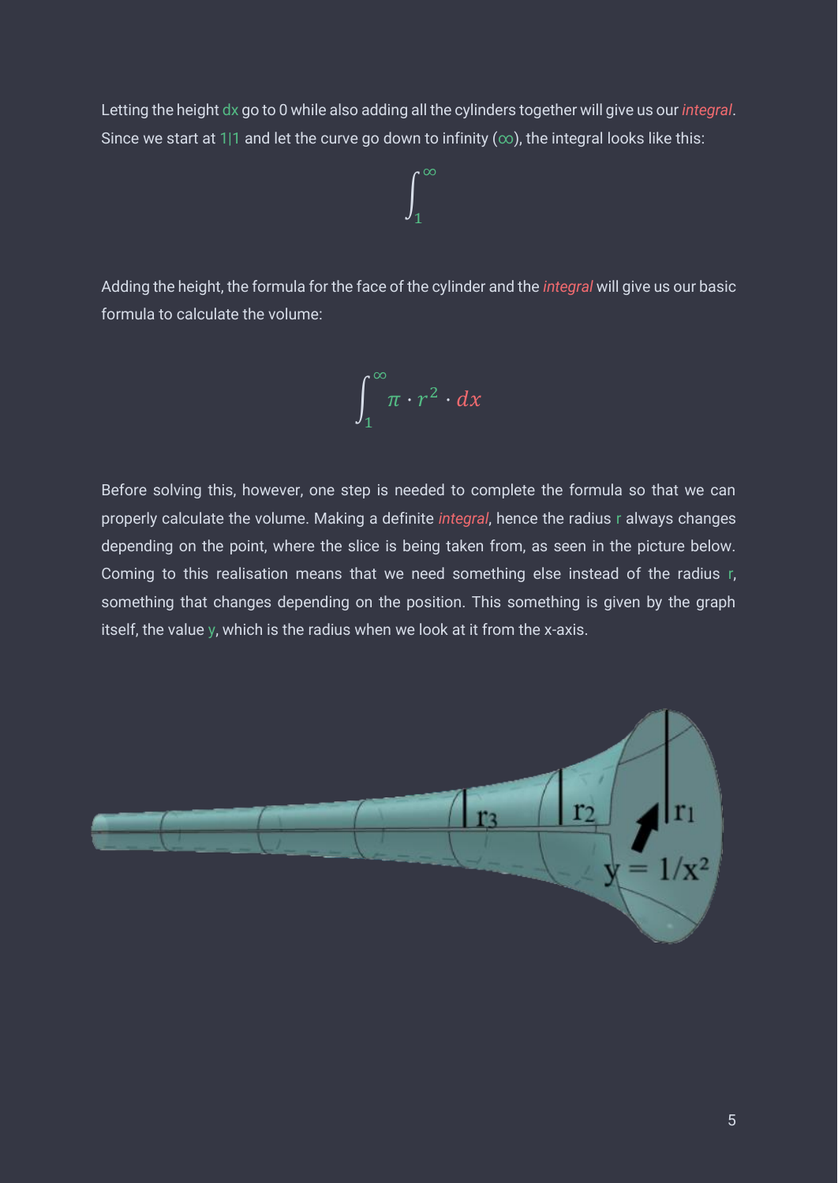Letting the height dx go to 0 while also adding all the cylinders together will give us our *integral*. Since we start at 1|1 and let the curve go down to infinity (∞), the integral looks like this:

$$\int_{1}^{\infty}$$

Adding the height, the formula for the face of the cylinder and the *integral* will give us our basic formula to calculate the volume:

$$\int_{1}^{\infty} \pi \cdot r^2 \cdot dx$$

Before solving this, however, one step is needed to complete the formula so that we can properly calculate the volume. Making a definite *integral*, hence the radius r always changes depending on the point, where the slice is being taken from, as seen in the picture below. Coming to this realisation means that we need something else instead of the radius r, something that changes depending on the position. This something is given by the graph itself, the value y, which is the radius when we look at it from the x-axis.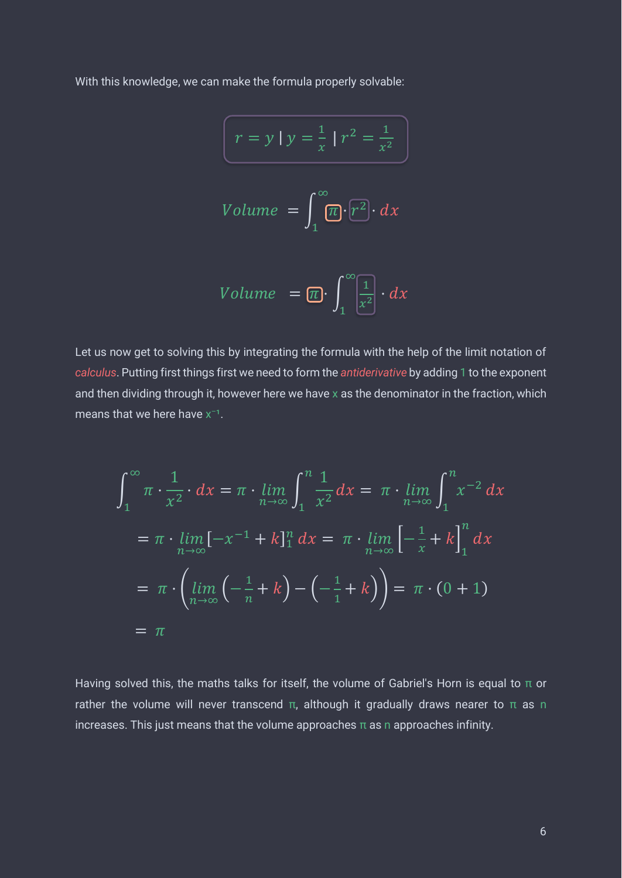With this knowledge, we can make the formula properly solvable:

$$r = y \mid y = \frac{1}{x} \mid r^2 = \frac{1}{x^2}$$

$$Volume = \int_1^\infty \pi \cdot r^2 \cdot dx$$

$$Volume = \pi \cdot \int_1^\infty \frac{1}{x^2} \cdot dx$$

Let us now get to solving this by integrating the formula with the help of the limit notation of *calculus*. Putting first things first we need to form the *antiderivative* by adding 1 to the exponent and then dividing through it, however here we have x as the denominator in the fraction, which means that we here have $x^{-1}$.

$$\int_1^\infty \pi \cdot \frac{1}{x^2} \cdot dx = \pi \cdot \lim_{n\to\infty} \int_1^n \frac{1}{x^2} dx = \pi \cdot \lim_{n\to\infty} \int_1^n x^{-2}\, dx$$

$$= \pi \cdot \lim_{n\to\infty} [-x^{-1} + k]_1^n \, dx = \pi \cdot \lim_{n\to\infty} \left[-\frac{1}{x} + k\right]_1^n dx$$

$$= \pi \cdot \left( \lim_{n\to\infty} \left(-\frac{1}{n} + k\right) - \left(-\frac{1}{1} + k\right) \right) = \pi \cdot (0 + 1)$$

$$= \pi$$

Having solved this, the maths talks for itself, the volume of Gabriel's Horn is equal to π or rather the volume will never transcend π, although it gradually draws nearer to π as n increases. This just means that the volume approaches π as n approaches infinity.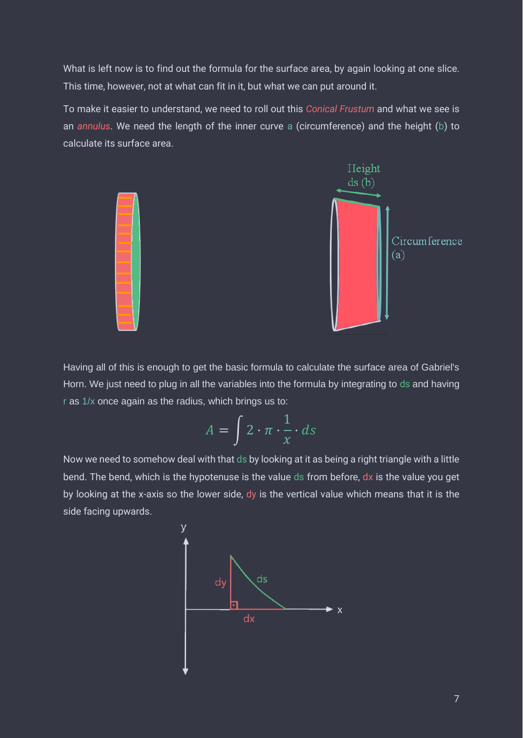What is left now is to find out the formula for the surface area, by again looking at one slice. This time, however, not at what can fit in it, but what we can put around it.

To make it easier to understand, we need to roll out this *Conical Frustum* and what we see is an *annulus*. We need the length of the inner curve a (circumference) and the height (b) to calculate its surface area.

Having all of this is enough to get the basic formula to calculate the surface area of Gabriel's Horn. We just need to plug in all the variables into the formula by integrating to ds and having r as 1/x once again as the radius, which brings us to:

$$A = \int 2 \cdot \pi \cdot \frac{1}{x} \cdot ds$$

Now we need to somehow deal with that ds by looking at it as being a right triangle with a little bend. The bend, which is the hypotenuse is the value ds from before, dx is the value you get by looking at the x-axis so the lower side, dy is the vertical value which means that it is the side facing upwards.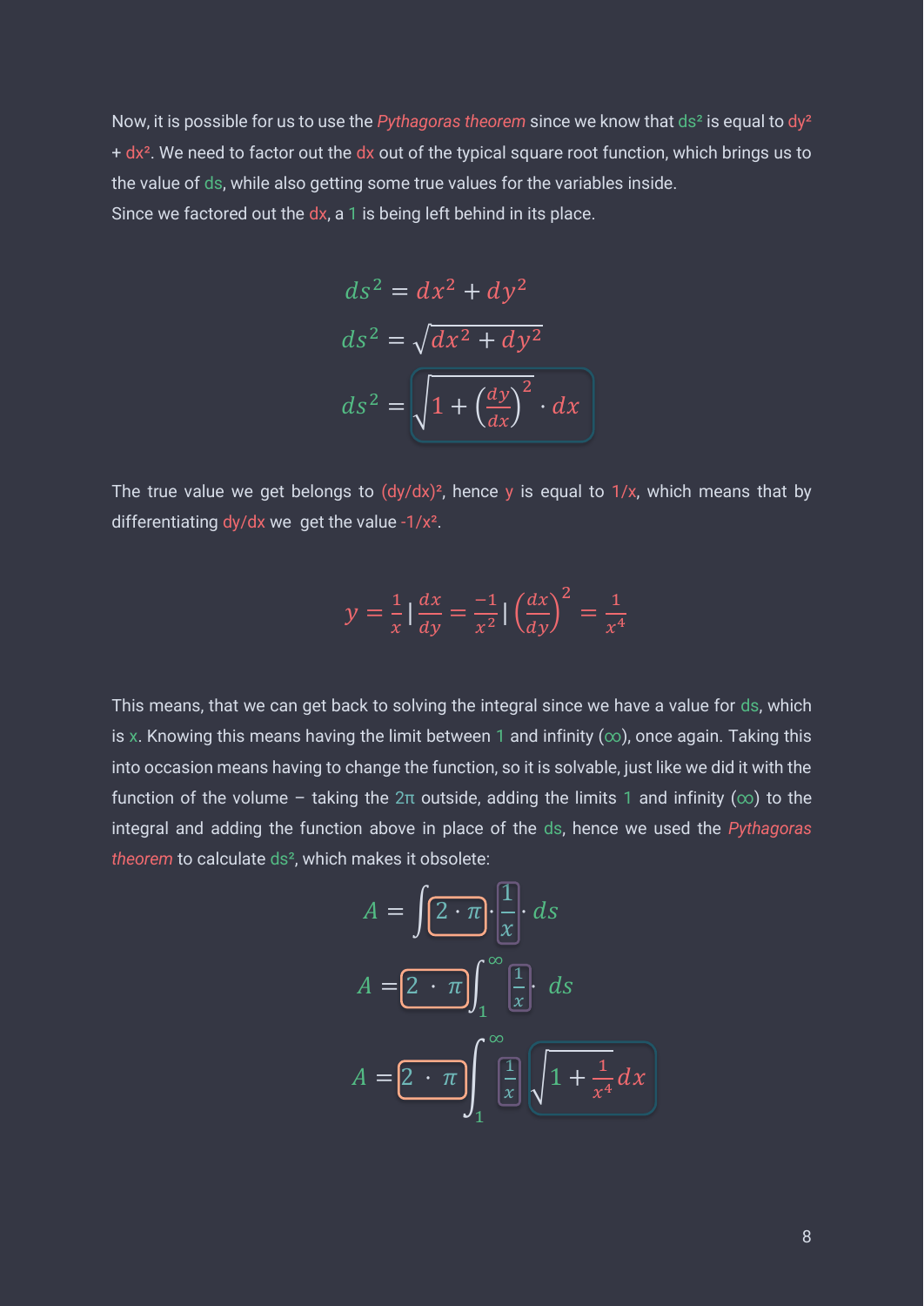Now, it is possible for us to use the *Pythagoras theorem* since we know that $ds^2$ is equal to $dy^2$ + $dx^2$. We need to factor out the $dx$ out of the typical square root function, which brings us to the value of $ds$, while also getting some true values for the variables inside.
Since we factored out the $dx$, a 1 is being left behind in its place.

$$ds^2 = dx^2 + dy^2$$

$$ds^2 = \sqrt{dx^2 + dy^2}$$

$$ds^2 = \sqrt{1 + \left(\frac{dy}{dx}\right)^2} \cdot dx$$

The true value we get belongs to $(dy/dx)^2$, hence $y$ is equal to $1/x$, which means that by differentiating $dy/dx$ we get the value $-1/x^2$.

$$y = \frac{1}{x} \,|\, \frac{dx}{dy} = \frac{-1}{x^2} \,|\, \left(\frac{dx}{dy}\right)^2 = \frac{1}{x^4}$$

This means, that we can get back to solving the integral since we have a value for $ds$, which is $x$. Knowing this means having the limit between 1 and infinity ($\infty$), once again. Taking this into occasion means having to change the function, so it is solvable, just like we did it with the function of the volume – taking the $2\pi$ outside, adding the limits 1 and infinity ($\infty$) to the integral and adding the function above in place of the $ds$, hence we used the *Pythagoras theorem* to calculate $ds^2$, which makes it obsolete:

$$A = \int 2 \cdot \pi \cdot \frac{1}{x} \cdot ds$$

$$A = 2 \cdot \pi \int_1^\infty \frac{1}{x} \cdot ds$$

$$A = 2 \cdot \pi \int_1^\infty \frac{1}{x} \sqrt{1 + \frac{1}{x^4}} dx$$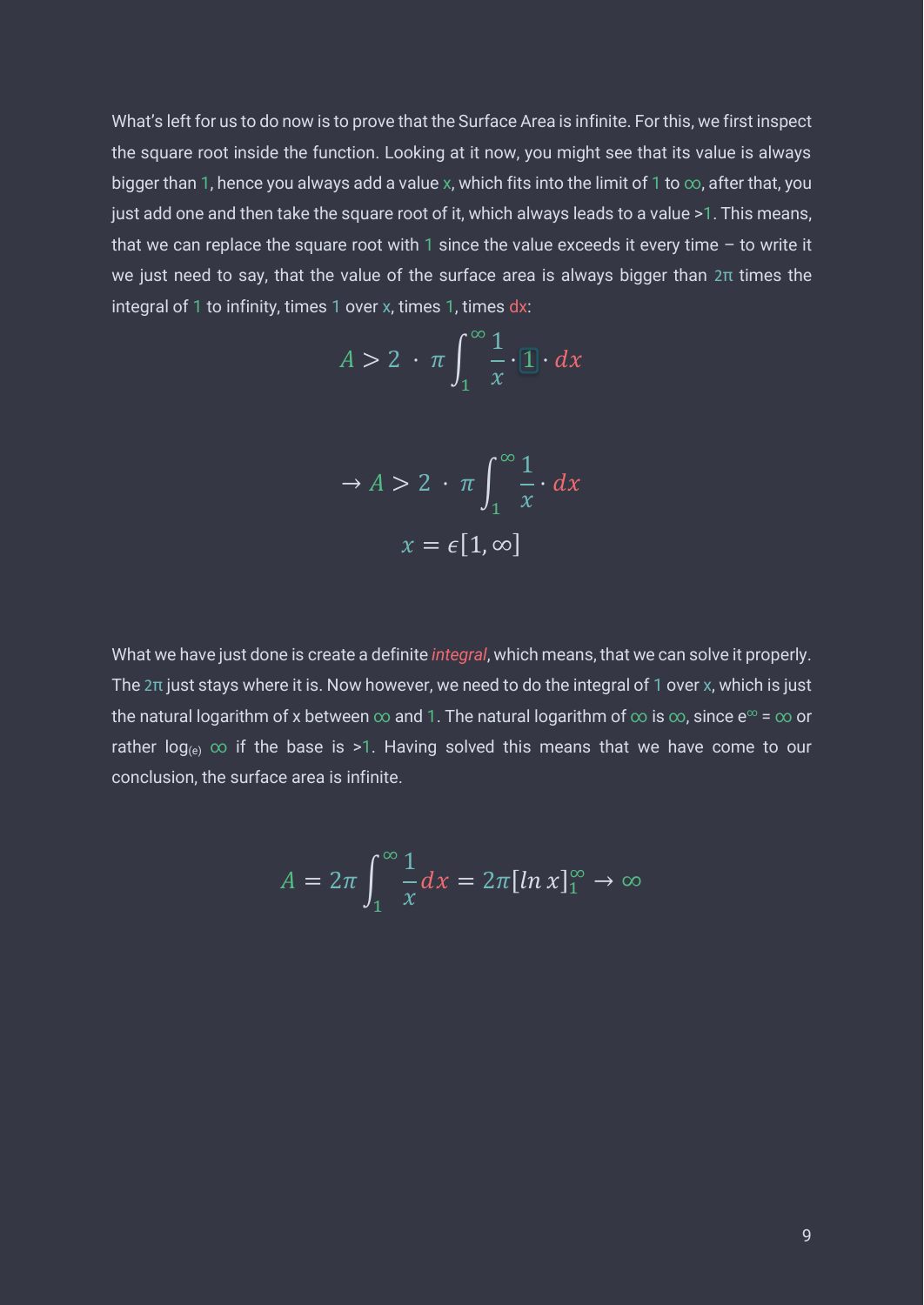What's left for us to do now is to prove that the Surface Area is infinite. For this, we first inspect the square root inside the function. Looking at it now, you might see that its value is always bigger than 1, hence you always add a value x, which fits into the limit of 1 to ∞, after that, you just add one and then take the square root of it, which always leads to a value >1. This means, that we can replace the square root with 1 since the value exceeds it every time – to write it we just need to say, that the value of the surface area is always bigger than 2π times the integral of 1 to infinity, times 1 over x, times 1, times dx:

$$A > 2 \cdot \pi \int_1^\infty \frac{1}{x} \cdot \boxed{1} \cdot dx$$

$$\rightarrow A > 2 \cdot \pi \int_1^\infty \frac{1}{x} \cdot dx$$

$$x = \epsilon[1, \infty]$$

What we have just done is create a definite *integral*, which means, that we can solve it properly. The 2π just stays where it is. Now however, we need to do the integral of 1 over x, which is just the natural logarithm of x between ∞ and 1. The natural logarithm of ∞ is ∞, since $e^\infty = \infty$ or rather $\log_{(e)} \infty$ if the base is >1. Having solved this means that we have come to our conclusion, the surface area is infinite.

$$A = 2\pi \int_1^\infty \frac{1}{x} dx = 2\pi[ln\, x]_1^\infty \rightarrow \infty$$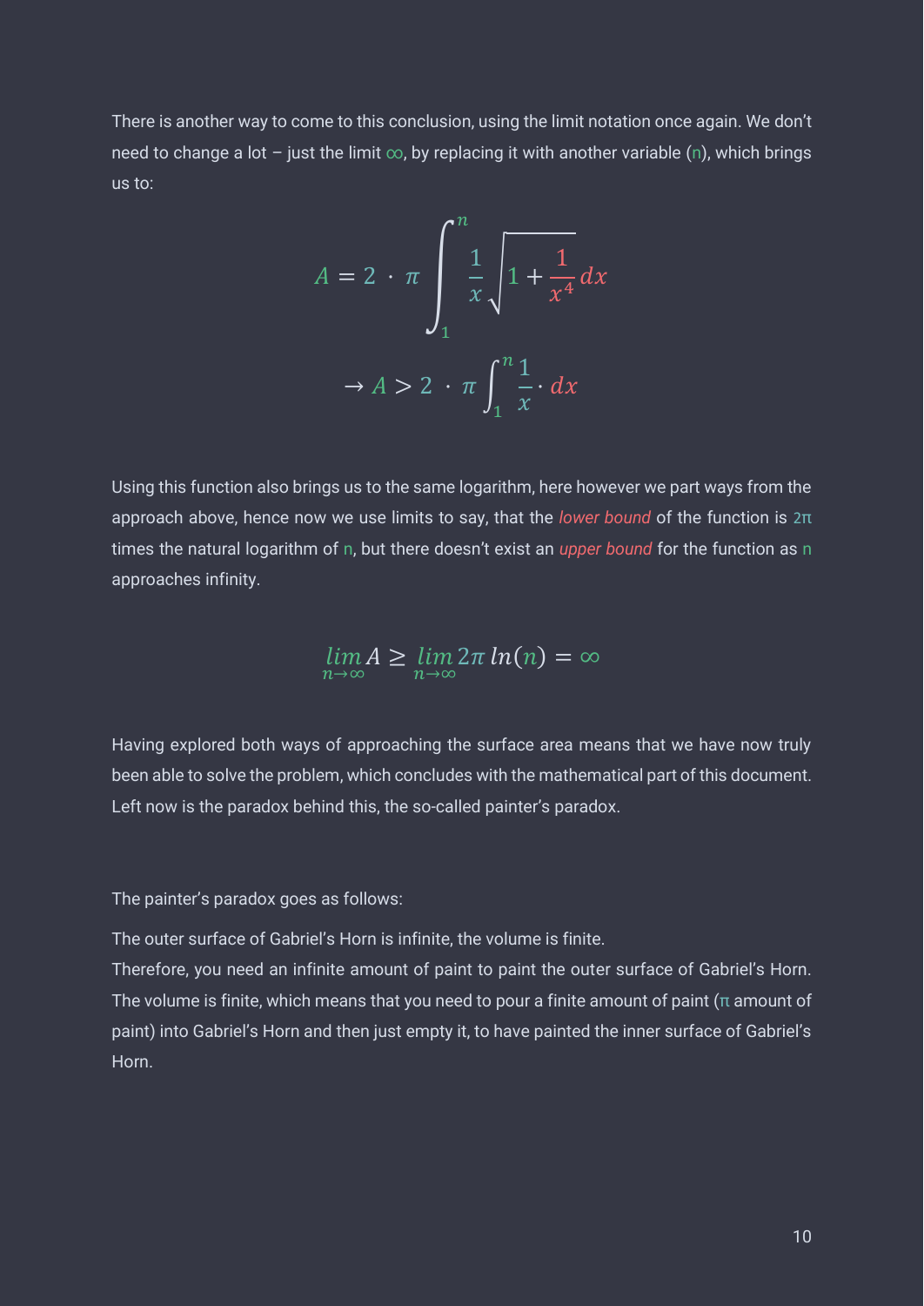There is another way to come to this conclusion, using the limit notation once again. We don't need to change a lot – just the limit $\infty$, by replacing it with another variable ($n$), which brings us to:

$$A = 2 \cdot \pi \int_{1}^{n} \frac{1}{x} \sqrt{1 + \frac{1}{x^4}} dx$$

$$\rightarrow A > 2 \cdot \pi \int_{1}^{n} \frac{1}{x} \cdot dx$$

Using this function also brings us to the same logarithm, here however we part ways from the approach above, hence now we use limits to say, that the *lower bound* of the function is $2\pi$ times the natural logarithm of $n$, but there doesn't exist an *upper bound* for the function as $n$ approaches infinity.

$$\lim_{n \to \infty} A \geq \lim_{n \to \infty} 2\pi \, ln(n) = \infty$$

Having explored both ways of approaching the surface area means that we have now truly been able to solve the problem, which concludes with the mathematical part of this document. Left now is the paradox behind this, the so-called painter's paradox.

The painter's paradox goes as follows:

The outer surface of Gabriel's Horn is infinite, the volume is finite.
Therefore, you need an infinite amount of paint to paint the outer surface of Gabriel's Horn. The volume is finite, which means that you need to pour a finite amount of paint ($\pi$ amount of paint) into Gabriel's Horn and then just empty it, to have painted the inner surface of Gabriel's Horn.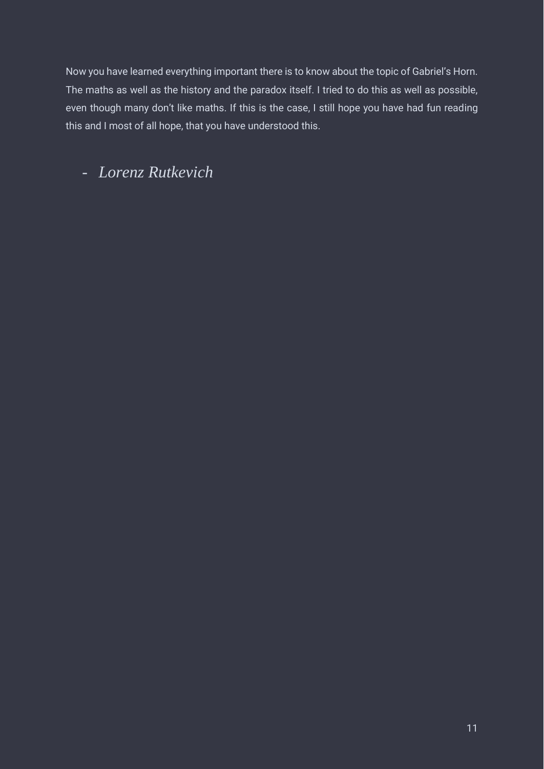Now you have learned everything important there is to know about the topic of Gabriel's Horn. The maths as well as the history and the paradox itself. I tried to do this as well as possible, even though many don't like maths. If this is the case, I still hope you have had fun reading this and I most of all hope, that you have understood this.

- *Lorenz Rutkevich*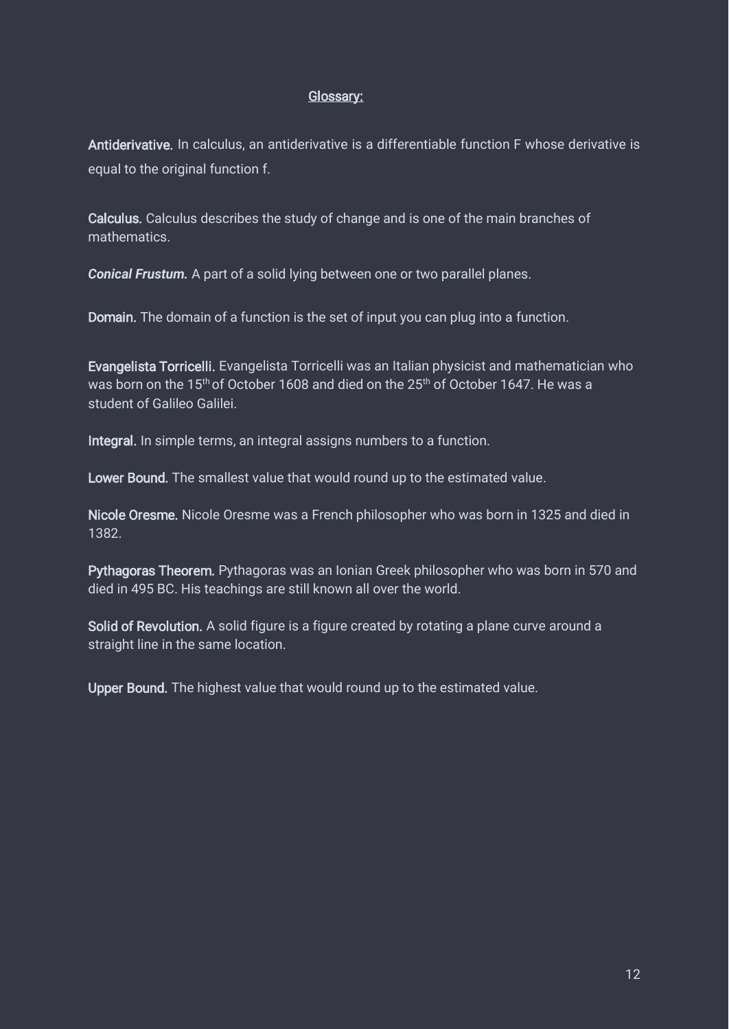## Glossary:

**Antiderivative.** In calculus, an antiderivative is a differentiable function F whose derivative is equal to the original function f.

**Calculus.** Calculus describes the study of change and is one of the main branches of mathematics.

***Conical Frustum.*** A part of a solid lying between one or two parallel planes.

**Domain.** The domain of a function is the set of input you can plug into a function.

**Evangelista Torricelli.** Evangelista Torricelli was an Italian physicist and mathematician who was born on the 15th of October 1608 and died on the 25th of October 1647. He was a student of Galileo Galilei.

**Integral.** In simple terms, an integral assigns numbers to a function.

**Lower Bound.** The smallest value that would round up to the estimated value.

**Nicole Oresme.** Nicole Oresme was a French philosopher who was born in 1325 and died in 1382.

**Pythagoras Theorem.** Pythagoras was an Ionian Greek philosopher who was born in 570 and died in 495 BC. His teachings are still known all over the world.

**Solid of Revolution.** A solid figure is a figure created by rotating a plane curve around a straight line in the same location.

**Upper Bound.** The highest value that would round up to the estimated value.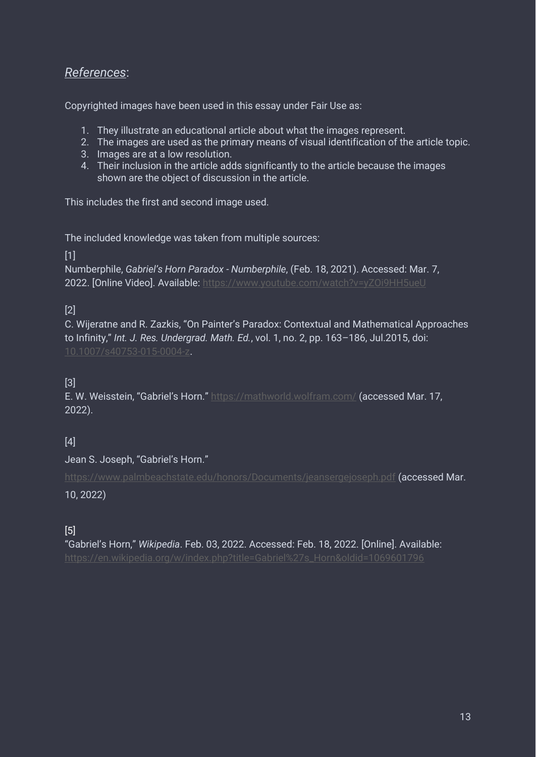*References*:

Copyrighted images have been used in this essay under Fair Use as:

1. They illustrate an educational article about what the images represent.
2. The images are used as the primary means of visual identification of the article topic.
3. Images are at a low resolution.
4. Their inclusion in the article adds significantly to the article because the images shown are the object of discussion in the article.

This includes the first and second image used.

The included knowledge was taken from multiple sources:

[1]
Numberphile, *Gabriel's Horn Paradox - Numberphile*, (Feb. 18, 2021). Accessed: Mar. 7, 2022. [Online Video]. Available: https://www.youtube.com/watch?v=yZOi9HH5ueU

[2]
C. Wijeratne and R. Zazkis, "On Painter's Paradox: Contextual and Mathematical Approaches to Infinity," *Int. J. Res. Undergrad. Math. Ed.*, vol. 1, no. 2, pp. 163–186, Jul.2015, doi: 10.1007/s40753-015-0004-z.

[3]
E. W. Weisstein, "Gabriel's Horn." https://mathworld.wolfram.com/ (accessed Mar. 17, 2022).

[4]
Jean S. Joseph, "Gabriel's Horn."
https://www.palmbeachstate.edu/honors/Documents/jeansergejoseph.pdf (accessed Mar. 10, 2022)

[5]
"Gabriel's Horn," *Wikipedia*. Feb. 03, 2022. Accessed: Feb. 18, 2022. [Online]. Available: https://en.wikipedia.org/w/index.php?title=Gabriel%27s_Horn&oldid=1069601796